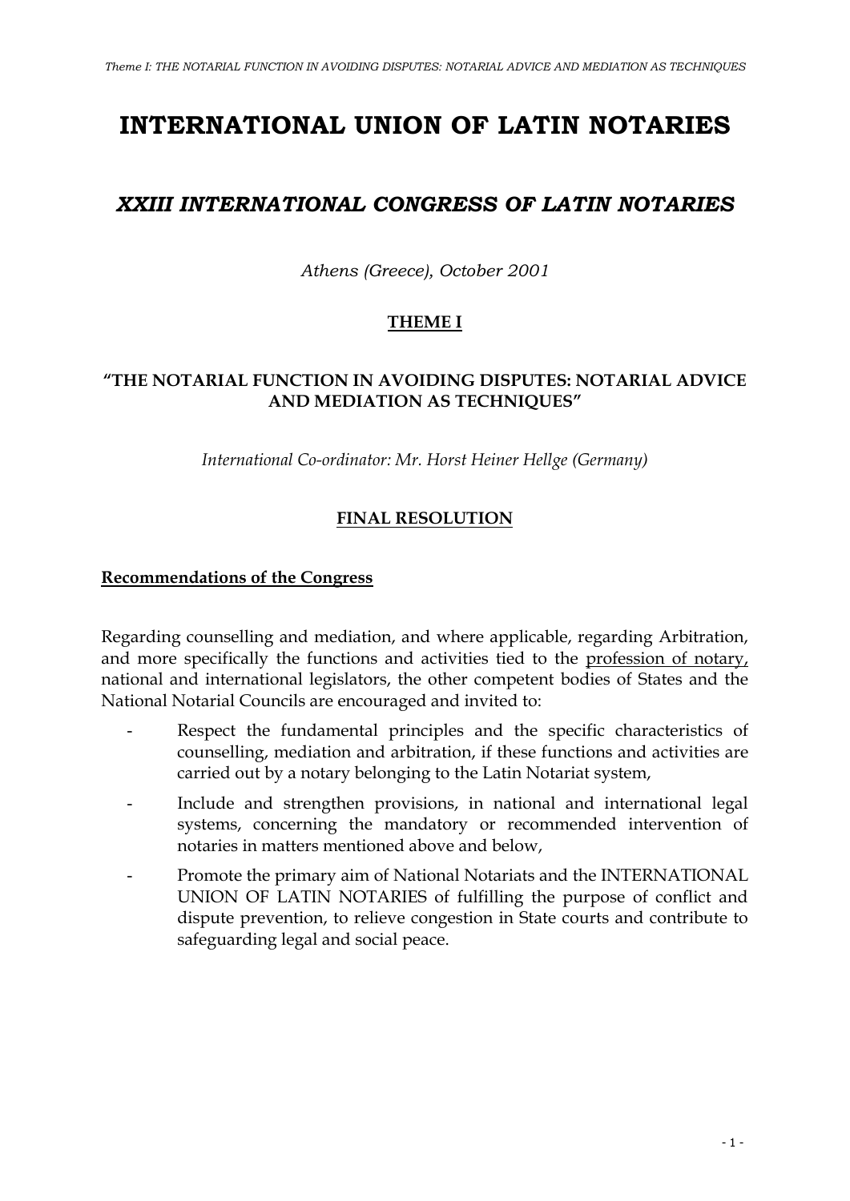# INTERNATIONAL UNION OF LATIN NOTARIES

## *XXIII INTERNATIONAL CONGRESS OF LATIN NOTARIES*

*Athens (Greece), October 2001*

### THEME I

### "THE NOTARIAL FUNCTION IN AVOIDING DISPUTES: NOTARIAL ADVICE AND MEDIATION AS TECHNIQUES"

*International Co-ordinator: Mr. Horst Heiner Hellge (Germany)*

### FINAL RESOLUTION

#### Recommendations of the Congress

Regarding counselling and mediation, and where applicable, regarding Arbitration, and more specifically the functions and activities tied to the profession of notary, national and international legislators, the other competent bodies of States and the National Notarial Councils are encouraged and invited to:

- Respect the fundamental principles and the specific characteristics of counselling, mediation and arbitration, if these functions and activities are carried out by a notary belonging to the Latin Notariat system,
- Include and strengthen provisions, in national and international legal systems, concerning the mandatory or recommended intervention of notaries in matters mentioned above and below,
- Promote the primary aim of National Notariats and the INTERNATIONAL UNION OF LATIN NOTARIES of fulfilling the purpose of conflict and dispute prevention, to relieve congestion in State courts and contribute to safeguarding legal and social peace.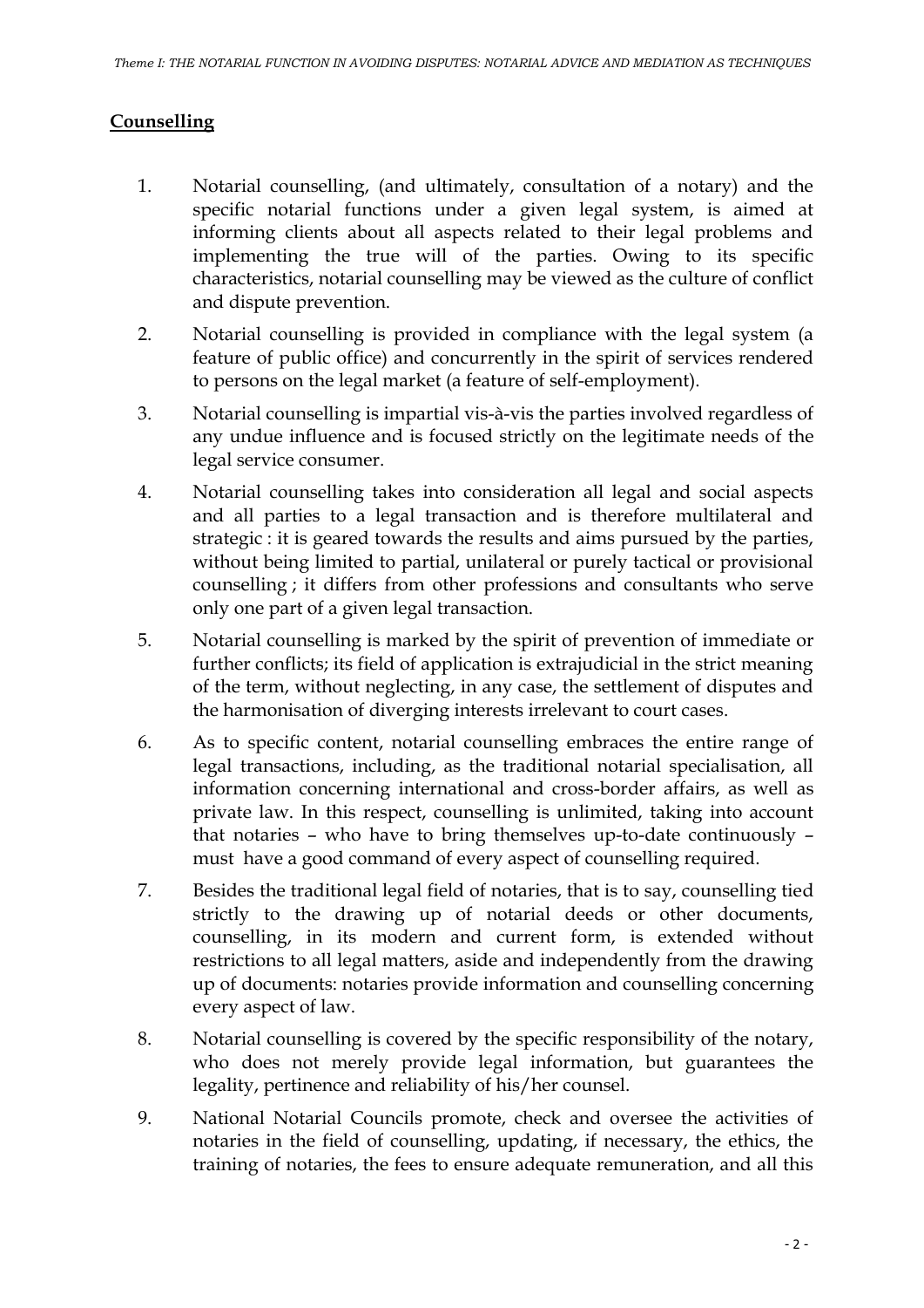## **Counselling**

1. Notarial counselling, (and ultimately, consultation of a notary) and the specific notarial functions under a given legal system, is aimed at informing clients about all aspects related to their legal problems and implementing the true will of the parties. Owing to its specific characteristics, notarial counselling may be viewed as the culture of conflict and dispute prevention.

2. Notarial counselling is provided in compliance with the legal system (a feature of public office) and concurrently in the spirit of services rendered to persons on the legal market (a feature of self-employment).

3. Notarial counselling is impartial vis-à-vis the parties involved regardless of any undue influence and is focused strictly on the legitimate needs of the legal service consumer.

4. Notarial counselling takes into consideration all legal and social aspects and all parties to a legal transaction and is therefore multilateral and strategic : it is geared towards the results and aims pursued by the parties, without being limited to partial, unilateral or purely tactical or provisional counselling ; it differs from other professions and consultants who serve only one part of a given legal transaction.

5. Notarial counselling is marked by the spirit of prevention of immediate or further conflicts; its field of application is extrajudicial in the strict meaning of the term, without neglecting, in any case, the settlement of disputes and the harmonisation of diverging interests irrelevant to court cases.

6. As to specific content, notarial counselling embraces the entire range of legal transactions, including, as the traditional notarial specialisation, all information concerning international and cross-border affairs, as well as private law. In this respect, counselling is unlimited, taking into account that notaries – who have to bring themselves up-to-date continuously – must have a good command of every aspect of counselling required.

7. Besides the traditional legal field of notaries, that is to say, counselling tied strictly to the drawing up of notarial deeds or other documents, counselling, in its modern and current form, is extended without restrictions to all legal matters, aside and independently from the drawing up of documents: notaries provide information and counselling concerning every aspect of law.

8. Notarial counselling is covered by the specific responsibility of the notary, who does not merely provide legal information, but guarantees the legality, pertinence and reliability of his/her counsel.

9. National Notarial Councils promote, check and oversee the activities of notaries in the field of counselling, updating, if necessary, the ethics, the training of notaries, the fees to ensure adequate remuneration, and all this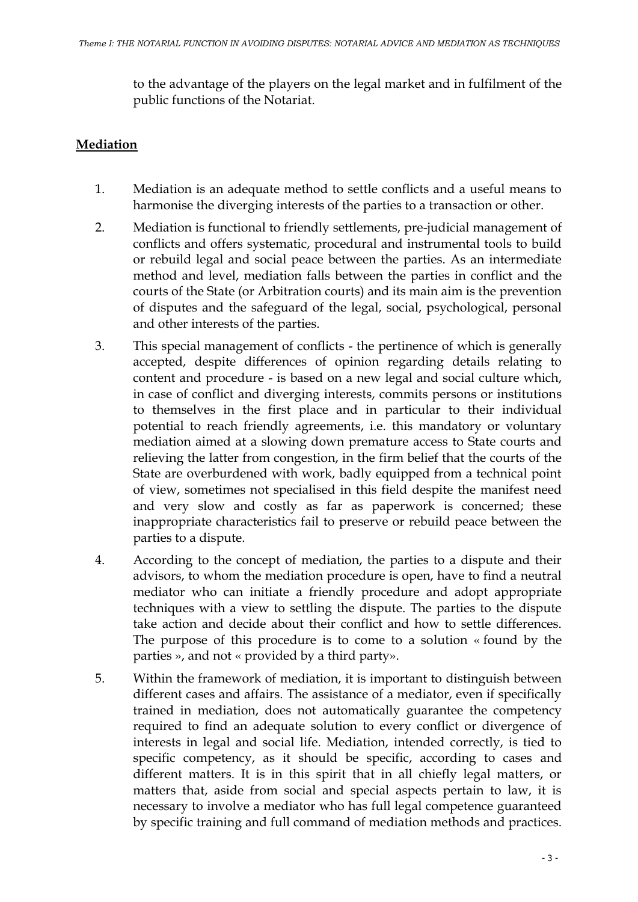to the advantage of the players on the legal market and in fulfilment of the public functions of the Notariat.

## Mediation

1. Mediation is an adequate method to settle conflicts and a useful means to harmonise the diverging interests of the parties to a transaction or other.

2. Mediation is functional to friendly settlements, pre-judicial management of conflicts and offers systematic, procedural and instrumental tools to build or rebuild legal and social peace between the parties. As an intermediate method and level, mediation falls between the parties in conflict and the courts of the State (or Arbitration courts) and its main aim is the prevention of disputes and the safeguard of the legal, social, psychological, personal and other interests of the parties.

3. This special management of conflicts - the pertinence of which is generally accepted, despite differences of opinion regarding details relating to content and procedure - is based on a new legal and social culture which, in case of conflict and diverging interests, commits persons or institutions to themselves in the first place and in particular to their individual potential to reach friendly agreements, i.e. this mandatory or voluntary mediation aimed at a slowing down premature access to State courts and relieving the latter from congestion, in the firm belief that the courts of the State are overburdened with work, badly equipped from a technical point of view, sometimes not specialised in this field despite the manifest need and very slow and costly as far as paperwork is concerned; these inappropriate characteristics fail to preserve or rebuild peace between the parties to a dispute.

4. According to the concept of mediation, the parties to a dispute and their advisors, to whom the mediation procedure is open, have to find a neutral mediator who can initiate a friendly procedure and adopt appropriate techniques with a view to settling the dispute. The parties to the dispute take action and decide about their conflict and how to settle differences. The purpose of this procedure is to come to a solution « found by the parties », and not « provided by a third party».

5. Within the framework of mediation, it is important to distinguish between different cases and affairs. The assistance of a mediator, even if specifically trained in mediation, does not automatically guarantee the competency required to find an adequate solution to every conflict or divergence of interests in legal and social life. Mediation, intended correctly, is tied to specific competency, as it should be specific, according to cases and different matters. It is in this spirit that in all chiefly legal matters, or matters that, aside from social and special aspects pertain to law, it is necessary to involve a mediator who has full legal competence guaranteed by specific training and full command of mediation methods and practices.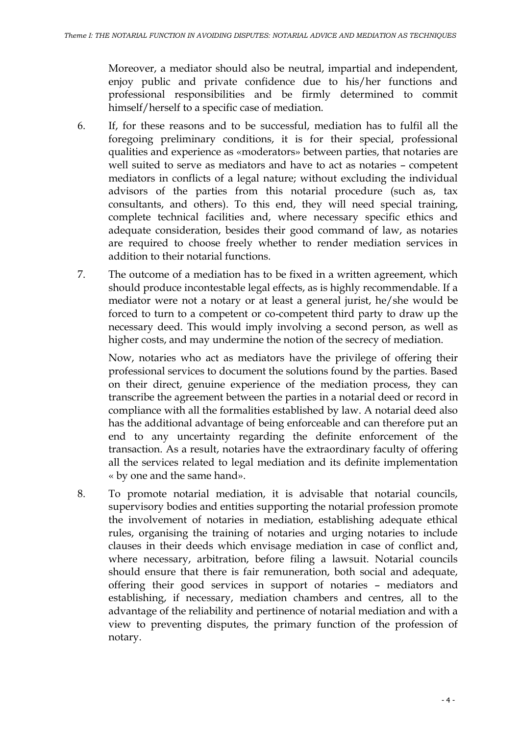Moreover, a mediator should also be neutral, impartial and independent, enjoy public and private confidence due to his/her functions and professional responsibilities and be firmly determined to commit himself/herself to a specific case of mediation.

6. If, for these reasons and to be successful, mediation has to fulfil all the foregoing preliminary conditions, it is for their special, professional qualities and experience as «moderators» between parties, that notaries are well suited to serve as mediators and have to act as notaries – competent mediators in conflicts of a legal nature; without excluding the individual advisors of the parties from this notarial procedure (such as, tax consultants, and others). To this end, they will need special training, complete technical facilities and, where necessary specific ethics and adequate consideration, besides their good command of law, as notaries are required to choose freely whether to render mediation services in addition to their notarial functions.

7. The outcome of a mediation has to be fixed in a written agreement, which should produce incontestable legal effects, as is highly recommendable. If a mediator were not a notary or at least a general jurist, he/she would be forced to turn to a competent or co-competent third party to draw up the necessary deed. This would imply involving a second person, as well as higher costs, and may undermine the notion of the secrecy of mediation.

   Now, notaries who act as mediators have the privilege of offering their professional services to document the solutions found by the parties. Based on their direct, genuine experience of the mediation process, they can transcribe the agreement between the parties in a notarial deed or record in compliance with all the formalities established by law. A notarial deed also has the additional advantage of being enforceable and can therefore put an end to any uncertainty regarding the definite enforcement of the transaction. As a result, notaries have the extraordinary faculty of offering all the services related to legal mediation and its definite implementation « by one and the same hand».

8. To promote notarial mediation, it is advisable that notarial councils, supervisory bodies and entities supporting the notarial profession promote the involvement of notaries in mediation, establishing adequate ethical rules, organising the training of notaries and urging notaries to include clauses in their deeds which envisage mediation in case of conflict and, where necessary, arbitration, before filing a lawsuit. Notarial councils should ensure that there is fair remuneration, both social and adequate, offering their good services in support of notaries – mediators and establishing, if necessary, mediation chambers and centres, all to the advantage of the reliability and pertinence of notarial mediation and with a view to preventing disputes, the primary function of the profession of notary.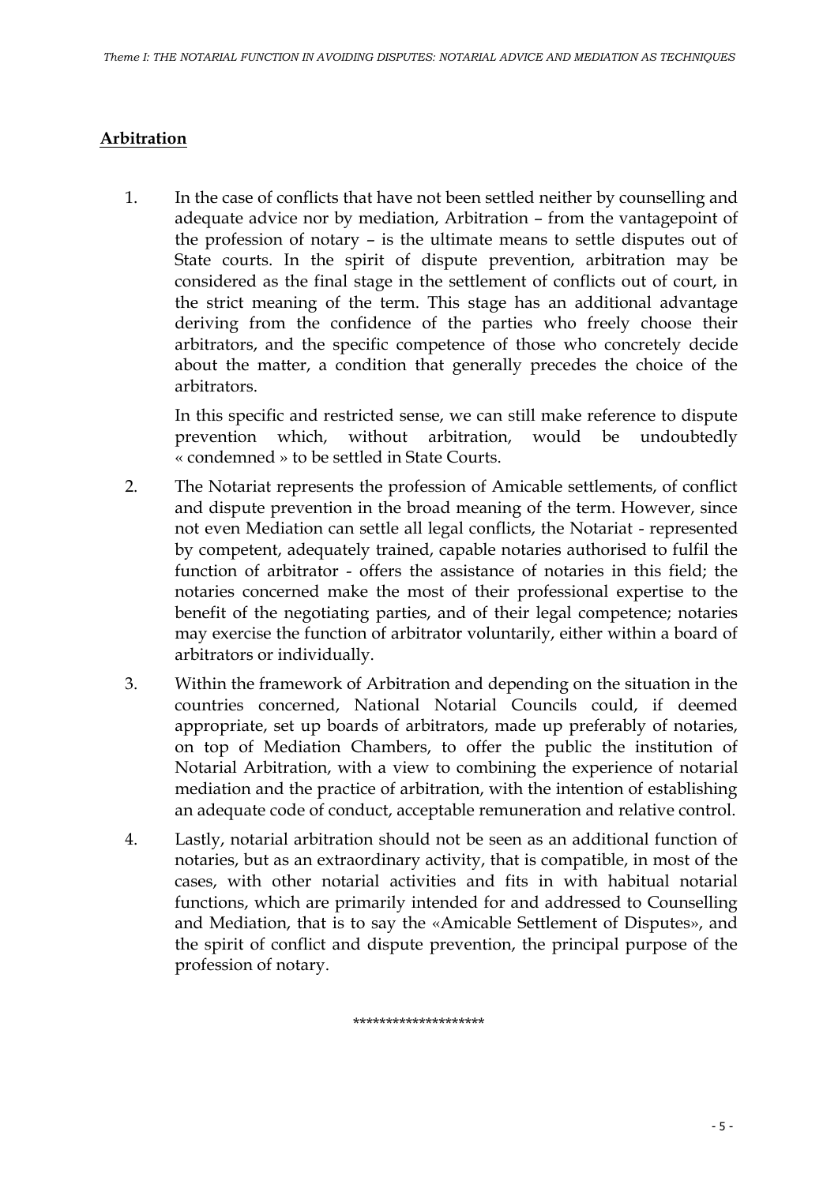## **Arbitration**

1. In the case of conflicts that have not been settled neither by counselling and adequate advice nor by mediation, Arbitration – from the vantagepoint of the profession of notary – is the ultimate means to settle disputes out of State courts. In the spirit of dispute prevention, arbitration may be considered as the final stage in the settlement of conflicts out of court, in the strict meaning of the term. This stage has an additional advantage deriving from the confidence of the parties who freely choose their arbitrators, and the specific competence of those who concretely decide about the matter, a condition that generally precedes the choice of the arbitrators.

   In this specific and restricted sense, we can still make reference to dispute prevention which, without arbitration, would be undoubtedly « condemned » to be settled in State Courts.

2. The Notariat represents the profession of Amicable settlements, of conflict and dispute prevention in the broad meaning of the term. However, since not even Mediation can settle all legal conflicts, the Notariat - represented by competent, adequately trained, capable notaries authorised to fulfil the function of arbitrator - offers the assistance of notaries in this field; the notaries concerned make the most of their professional expertise to the benefit of the negotiating parties, and of their legal competence; notaries may exercise the function of arbitrator voluntarily, either within a board of arbitrators or individually.

3. Within the framework of Arbitration and depending on the situation in the countries concerned, National Notarial Councils could, if deemed appropriate, set up boards of arbitrators, made up preferably of notaries, on top of Mediation Chambers, to offer the public the institution of Notarial Arbitration, with a view to combining the experience of notarial mediation and the practice of arbitration, with the intention of establishing an adequate code of conduct, acceptable remuneration and relative control.

4. Lastly, notarial arbitration should not be seen as an additional function of notaries, but as an extraordinary activity, that is compatible, in most of the cases, with other notarial activities and fits in with habitual notarial functions, which are primarily intended for and addressed to Counselling and Mediation, that is to say the «Amicable Settlement of Disputes», and the spirit of conflict and dispute prevention, the principal purpose of the profession of notary.

********************